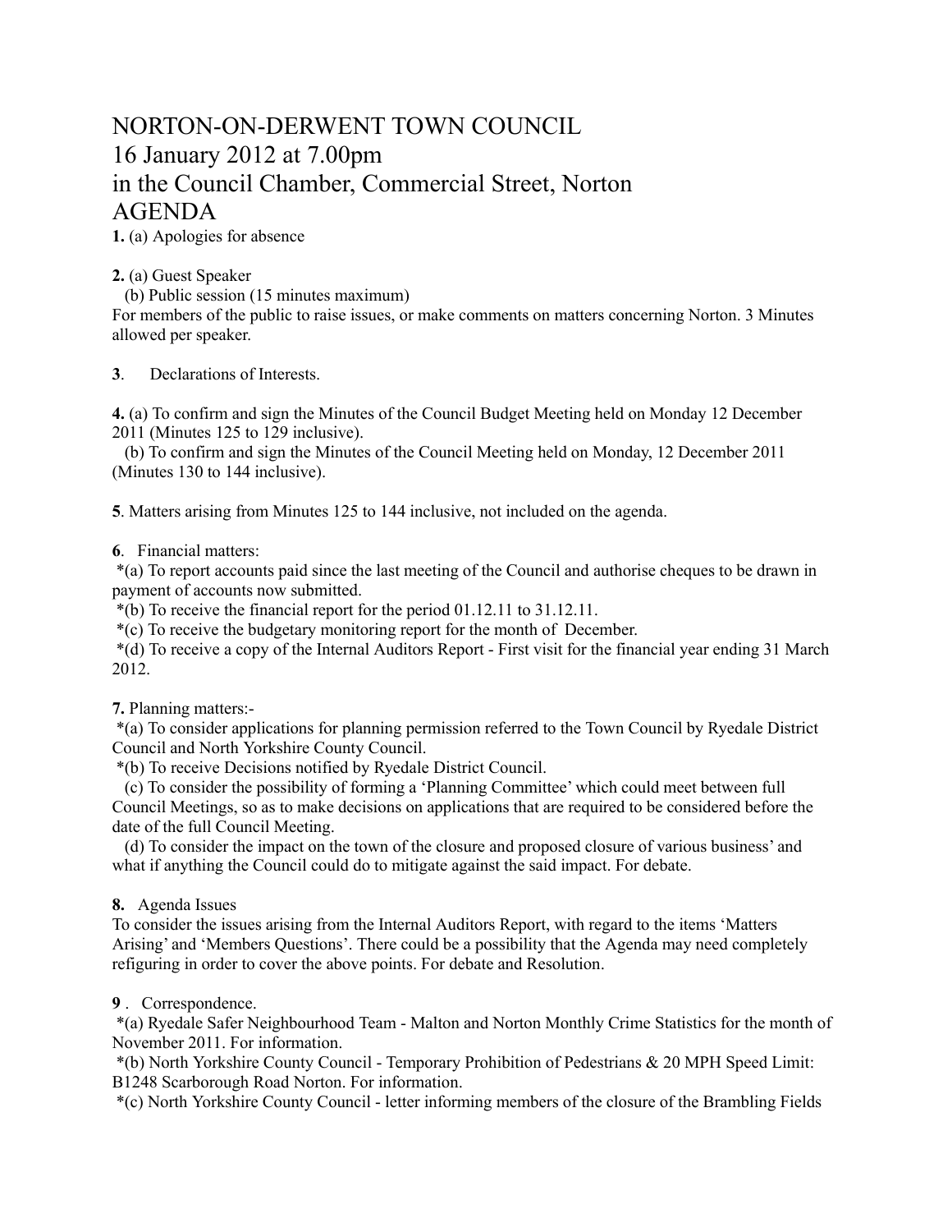# NORTON-ON-DERWENT TOWN COUNCIL
# 16 January 2012 at 7.00pm
# in the Council Chamber, Commercial Street, Norton
# AGENDA

**1.** (a) Apologies for absence

**2.** (a) Guest Speaker
(b) Public session (15 minutes maximum)
For members of the public to raise issues, or make comments on matters concerning Norton. 3 Minutes allowed per speaker.

**3**. Declarations of Interests.

**4.** (a) To confirm and sign the Minutes of the Council Budget Meeting held on Monday 12 December 2011 (Minutes 125 to 129 inclusive).
(b) To confirm and sign the Minutes of the Council Meeting held on Monday, 12 December 2011 (Minutes 130 to 144 inclusive).

**5**. Matters arising from Minutes 125 to 144 inclusive, not included on the agenda.

**6**. Financial matters:
*(a) To report accounts paid since the last meeting of the Council and authorise cheques to be drawn in payment of accounts now submitted.
*(b) To receive the financial report for the period 01.12.11 to 31.12.11.
*(c) To receive the budgetary monitoring report for the month of December.
*(d) To receive a copy of the Internal Auditors Report - First visit for the financial year ending 31 March 2012.

**7.** Planning matters:-
*(a) To consider applications for planning permission referred to the Town Council by Ryedale District Council and North Yorkshire County Council.
*(b) To receive Decisions notified by Ryedale District Council.
(c) To consider the possibility of forming a 'Planning Committee' which could meet between full Council Meetings, so as to make decisions on applications that are required to be considered before the date of the full Council Meeting.
(d) To consider the impact on the town of the closure and proposed closure of various business' and what if anything the Council could do to mitigate against the said impact. For debate.

**8.** Agenda Issues
To consider the issues arising from the Internal Auditors Report, with regard to the items 'Matters Arising' and 'Members Questions'. There could be a possibility that the Agenda may need completely refiguring in order to cover the above points. For debate and Resolution.

**9** . Correspondence.
*(a) Ryedale Safer Neighbourhood Team - Malton and Norton Monthly Crime Statistics for the month of November 2011. For information.
*(b) North Yorkshire County Council - Temporary Prohibition of Pedestrians & 20 MPH Speed Limit: B1248 Scarborough Road Norton. For information.
*(c) North Yorkshire County Council - letter informing members of the closure of the Brambling Fields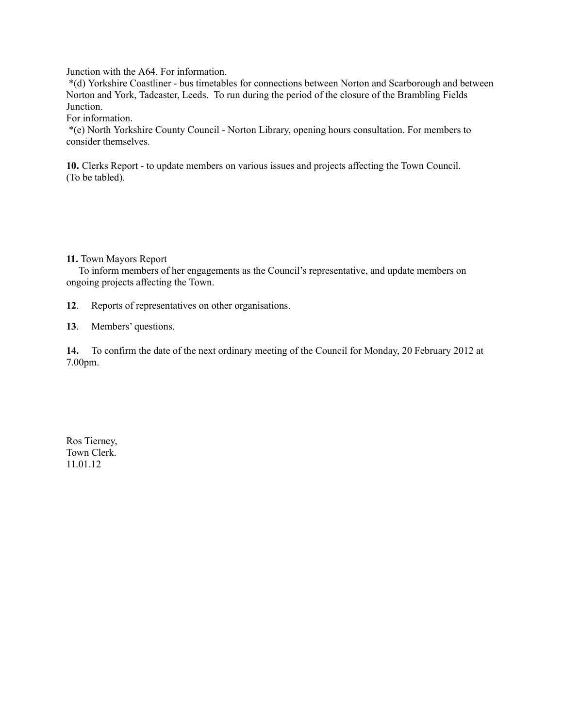Junction with the A64. For information.

*(d) Yorkshire Coastliner - bus timetables for connections between Norton and Scarborough and between Norton and York, Tadcaster, Leeds. To run during the period of the closure of the Brambling Fields Junction.
For information.

*(e) North Yorkshire County Council - Norton Library, opening hours consultation. For members to consider themselves.

**10.** Clerks Report - to update members on various issues and projects affecting the Town Council. (To be tabled).

**11.** Town Mayors Report
To inform members of her engagements as the Council's representative, and update members on ongoing projects affecting the Town.

**12**. Reports of representatives on other organisations.

**13**. Members' questions.

**14.** To confirm the date of the next ordinary meeting of the Council for Monday, 20 February 2012 at 7.00pm.

Ros Tierney,
Town Clerk.
11.01.12